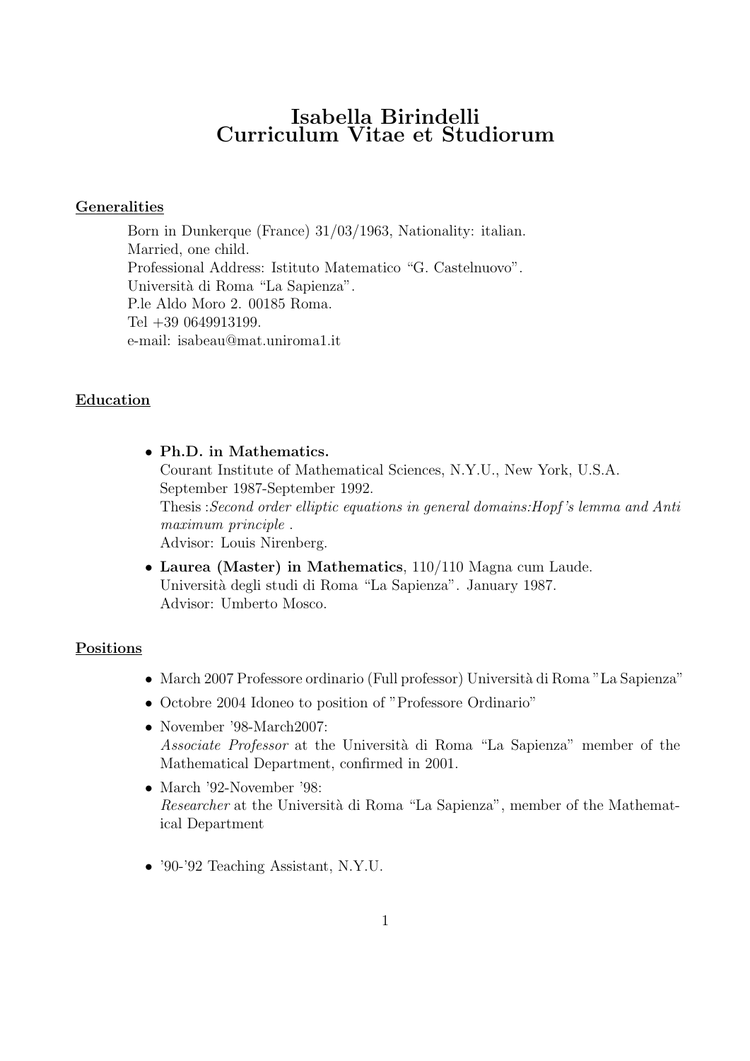# Isabella Birindelli
# Curriculum Vitae et Studiorum

## Generalities

Born in Dunkerque (France) 31/03/1963, Nationality: italian.
Married, one child.
Professional Address: Istituto Matematico "G. Castelnuovo".
Università di Roma "La Sapienza".
P.le Aldo Moro 2. 00185 Roma.
Tel +39 0649913199.
e-mail: isabeau@mat.uniroma1.it

## Education

- **Ph.D. in Mathematics.**
  Courant Institute of Mathematical Sciences, N.Y.U., New York, U.S.A.
  September 1987-September 1992.
  Thesis :*Second order elliptic equations in general domains:Hopf's lemma and Anti maximum principle* .
  Advisor: Louis Nirenberg.
- **Laurea (Master) in Mathematics**, 110/110 Magna cum Laude.
  Università degli studi di Roma "La Sapienza". January 1987.
  Advisor: Umberto Mosco.

## Positions

- March 2007 Professore ordinario (Full professor) Università di Roma "La Sapienza"
- Octobre 2004 Idoneo to position of "Professore Ordinario"
- November '98-March2007:
  *Associate Professor* at the Università di Roma "La Sapienza" member of the Mathematical Department, confirmed in 2001.
- March '92-November '98:
  *Researcher* at the Università di Roma "La Sapienza", member of the Mathematical Department
- '90-'92 Teaching Assistant, N.Y.U.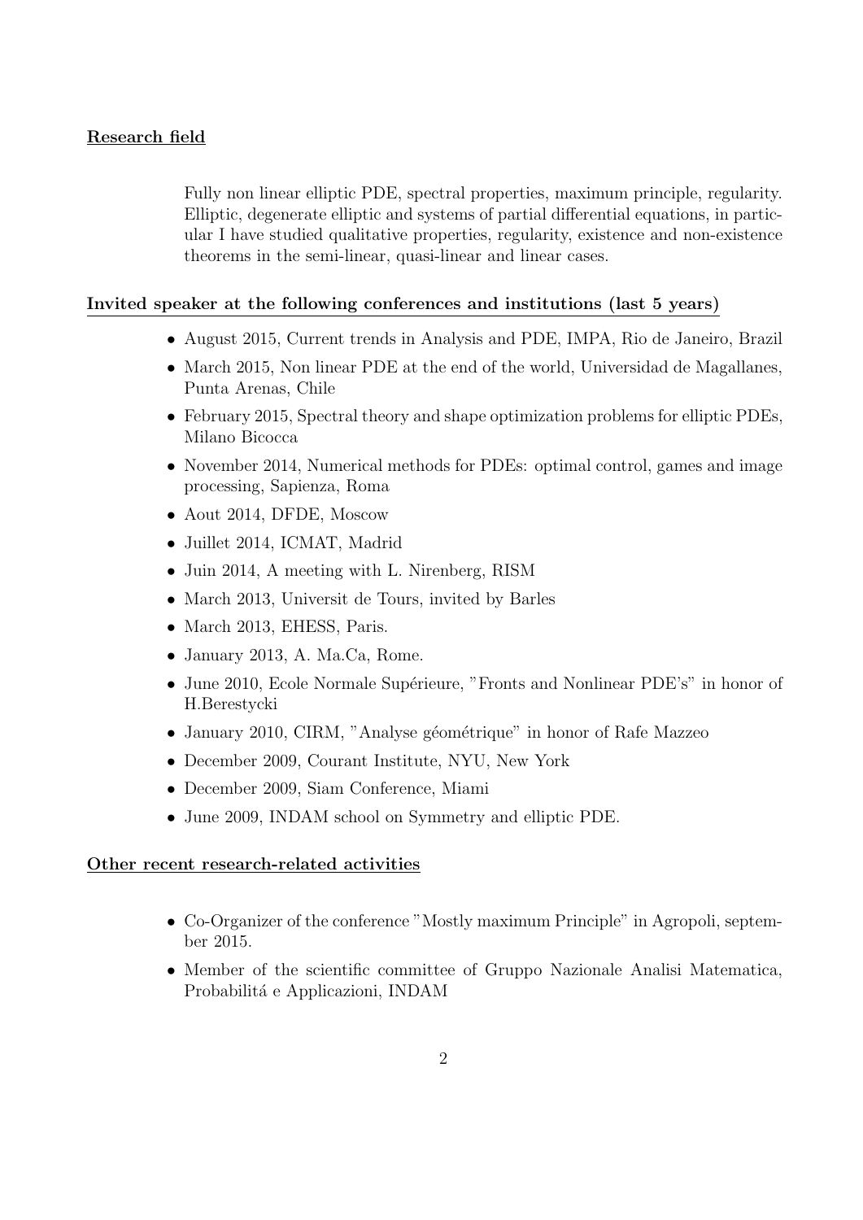## Research field

Fully non linear elliptic PDE, spectral properties, maximum principle, regularity. Elliptic, degenerate elliptic and systems of partial differential equations, in particular I have studied qualitative properties, regularity, existence and non-existence theorems in the semi-linear, quasi-linear and linear cases.

## Invited speaker at the following conferences and institutions (last 5 years)

- August 2015, Current trends in Analysis and PDE, IMPA, Rio de Janeiro, Brazil
- March 2015, Non linear PDE at the end of the world, Universidad de Magallanes, Punta Arenas, Chile
- February 2015, Spectral theory and shape optimization problems for elliptic PDEs, Milano Bicocca
- November 2014, Numerical methods for PDEs: optimal control, games and image processing, Sapienza, Roma
- Aout 2014, DFDE, Moscow
- Juillet 2014, ICMAT, Madrid
- Juin 2014, A meeting with L. Nirenberg, RISM
- March 2013, Universit de Tours, invited by Barles
- March 2013, EHESS, Paris.
- January 2013, A. Ma.Ca, Rome.
- June 2010, Ecole Normale Supérieure, "Fronts and Nonlinear PDE's" in honor of H.Berestycki
- January 2010, CIRM, "Analyse géométrique" in honor of Rafe Mazzeo
- December 2009, Courant Institute, NYU, New York
- December 2009, Siam Conference, Miami
- June 2009, INDAM school on Symmetry and elliptic PDE.

## Other recent research-related activities

- Co-Organizer of the conference "Mostly maximum Principle" in Agropoli, september 2015.
- Member of the scientific committee of Gruppo Nazionale Analisi Matematica, Probabilitá e Applicazioni, INDAM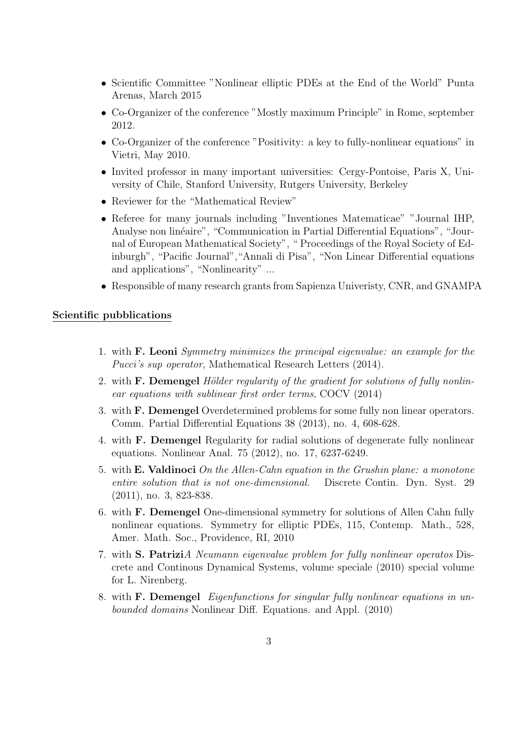- Scientific Committee "Nonlinear elliptic PDEs at the End of the World" Punta Arenas, March 2015
- Co-Organizer of the conference "Mostly maximum Principle" in Rome, september 2012.
- Co-Organizer of the conference "Positivity: a key to fully-nonlinear equations" in Vietri, May 2010.
- Invited professor in many important universities: Cergy-Pontoise, Paris X, University of Chile, Stanford University, Rutgers University, Berkeley
- Reviewer for the "Mathematical Review"
- Referee for many journals including "Inventiones Matematicae" "Journal IHP, Analyse non linéaire", "Communication in Partial Differential Equations", "Journal of European Mathematical Society", " Proceedings of the Royal Society of Edinburgh", "Pacific Journal","Annali di Pisa", "Non Linear Differential equations and applications", "Nonlinearity" ...
- Responsible of many research grants from Sapienza Univeristy, CNR, and GNAMPA

## <u>Scientific pubblications</u>

1. with **F. Leoni** *Symmetry minimizes the principal eigenvalue: an example for the Pucci's sup operator*, Mathematical Research Letters (2014).
2. with **F. Demengel** *Hölder regularity of the gradient for solutions of fully nonlinear equations with sublinear first order terms*, COCV (2014)
3. with **F. Demengel** Overdetermined problems for some fully non linear operators. Comm. Partial Differential Equations 38 (2013), no. 4, 608-628.
4. with **F. Demengel** Regularity for radial solutions of degenerate fully nonlinear equations. Nonlinear Anal. 75 (2012), no. 17, 6237-6249.
5. with **E. Valdinoci** *On the Allen-Cahn equation in the Grushin plane: a monotone entire solution that is not one-dimensional.* Discrete Contin. Dyn. Syst. 29 (2011), no. 3, 823-838.
6. with **F. Demengel** One-dimensional symmetry for solutions of Allen Cahn fully nonlinear equations. Symmetry for elliptic PDEs, 115, Contemp. Math., 528, Amer. Math. Soc., Providence, RI, 2010
7. with **S. Patrizi***A Neumann eigenvalue problem for fully nonlinear operatos* Discrete and Continous Dynamical Systems, volume speciale (2010) special volume for L. Nirenberg.
8. with **F. Demengel** *Eigenfunctions for singular fully nonlinear equations in unbounded domains* Nonlinear Diff. Equations. and Appl. (2010)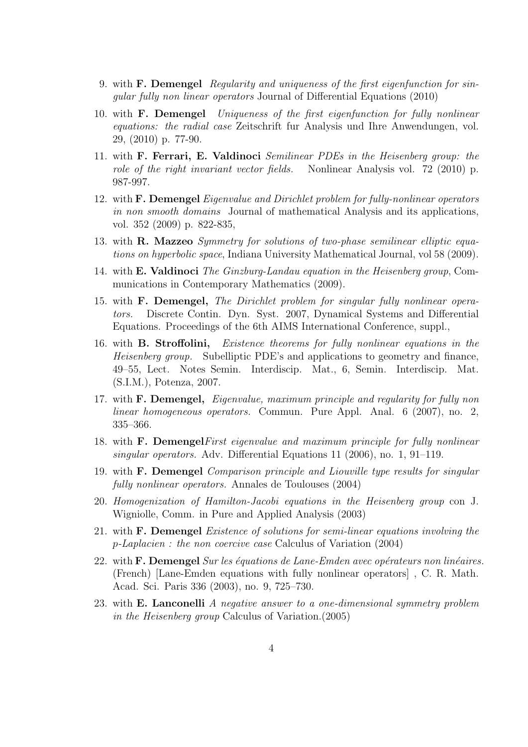9. with **F. Demengel** *Regularity and uniqueness of the first eigenfunction for singular fully non linear operators* Journal of Differential Equations (2010)

10. with **F. Demengel** *Uniqueness of the first eigenfunction for fully nonlinear equations: the radial case* Zeitschrift fur Analysis und Ihre Anwendungen, vol. 29, (2010) p. 77-90.

11. with **F. Ferrari, E. Valdinoci** *Semilinear PDEs in the Heisenberg group: the role of the right invariant vector fields.* Nonlinear Analysis vol. 72 (2010) p. 987-997.

12. with **F. Demengel** *Eigenvalue and Dirichlet problem for fully-nonlinear operators in non smooth domains* Journal of mathematical Analysis and its applications, vol. 352 (2009) p. 822-835,

13. with **R. Mazzeo** *Symmetry for solutions of two-phase semilinear elliptic equations on hyperbolic space*, Indiana University Mathematical Journal, vol 58 (2009).

14. with **E. Valdinoci** *The Ginzburg-Landau equation in the Heisenberg group*, Communications in Contemporary Mathematics (2009).

15. with **F. Demengel,** *The Dirichlet problem for singular fully nonlinear operators.* Discrete Contin. Dyn. Syst. 2007, Dynamical Systems and Differential Equations. Proceedings of the 6th AIMS International Conference, suppl.,

16. with **B. Stroffolini,** *Existence theorems for fully nonlinear equations in the Heisenberg group.* Subelliptic PDE's and applications to geometry and finance, 49–55, Lect. Notes Semin. Interdiscip. Mat., 6, Semin. Interdiscip. Mat. (S.I.M.), Potenza, 2007.

17. with **F. Demengel,** *Eigenvalue, maximum principle and regularity for fully non linear homogeneous operators.* Commun. Pure Appl. Anal. 6 (2007), no. 2, 335–366.

18. with **F. Demengel***First eigenvalue and maximum principle for fully nonlinear singular operators.* Adv. Differential Equations 11 (2006), no. 1, 91–119.

19. with **F. Demengel** *Comparison principle and Liouville type results for singular fully nonlinear operators.* Annales de Toulouses (2004)

20. *Homogenization of Hamilton-Jacobi equations in the Heisenberg group* con J. Wigniolle, Comm. in Pure and Applied Analysis (2003)

21. with **F. Demengel** *Existence of solutions for semi-linear equations involving the p-Laplacien : the non coercive case* Calculus of Variation (2004)

22. with **F. Demengel** *Sur les équations de Lane-Emden avec opérateurs non linéaires.* (French) [Lane-Emden equations with fully nonlinear operators] , C. R. Math. Acad. Sci. Paris 336 (2003), no. 9, 725–730.

23. with **E. Lanconelli** *A negative answer to a one-dimensional symmetry problem in the Heisenberg group* Calculus of Variation.(2005)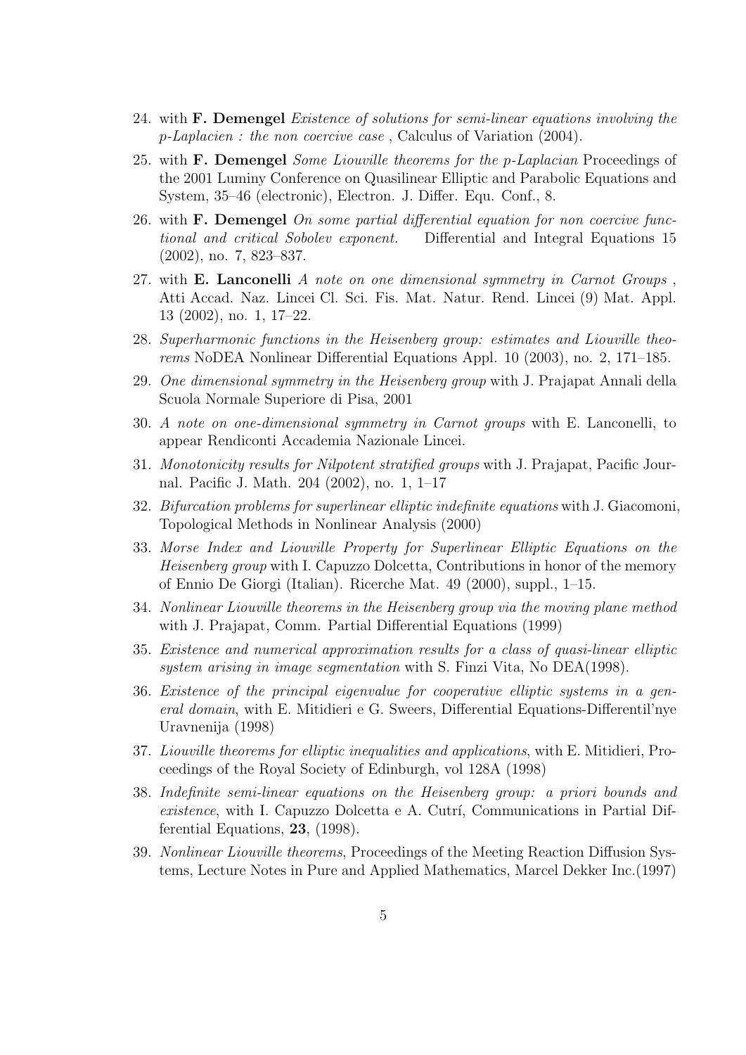24. with **F. Demengel** *Existence of solutions for semi-linear equations involving the p-Laplacien : the non coercive case* , Calculus of Variation (2004).

25. with **F. Demengel** *Some Liouville theorems for the p-Laplacian* Proceedings of the 2001 Luminy Conference on Quasilinear Elliptic and Parabolic Equations and System, 35–46 (electronic), Electron. J. Differ. Equ. Conf., 8.

26. with **F. Demengel** *On some partial differential equation for non coercive functional and critical Sobolev exponent.* Differential and Integral Equations 15 (2002), no. 7, 823–837.

27. with **E. Lanconelli** *A note on one dimensional symmetry in Carnot Groups* , Atti Accad. Naz. Lincei Cl. Sci. Fis. Mat. Natur. Rend. Lincei (9) Mat. Appl. 13 (2002), no. 1, 17–22.

28. *Superharmonic functions in the Heisenberg group: estimates and Liouville theorems* NoDEA Nonlinear Differential Equations Appl. 10 (2003), no. 2, 171–185.

29. *One dimensional symmetry in the Heisenberg group* with J. Prajapat Annali della Scuola Normale Superiore di Pisa, 2001

30. *A note on one-dimensional symmetry in Carnot groups* with E. Lanconelli, to appear Rendiconti Accademia Nazionale Lincei.

31. *Monotonicity results for Nilpotent stratified groups* with J. Prajapat, Pacific Journal. Pacific J. Math. 204 (2002), no. 1, 1–17

32. *Bifurcation problems for superlinear elliptic indefinite equations* with J. Giacomoni, Topological Methods in Nonlinear Analysis (2000)

33. *Morse Index and Liouville Property for Superlinear Elliptic Equations on the Heisenberg group* with I. Capuzzo Dolcetta, Contributions in honor of the memory of Ennio De Giorgi (Italian). Ricerche Mat. 49 (2000), suppl., 1–15.

34. *Nonlinear Liouville theorems in the Heisenberg group via the moving plane method* with J. Prajapat, Comm. Partial Differential Equations (1999)

35. *Existence and numerical approximation results for a class of quasi-linear elliptic system arising in image segmentation* with S. Finzi Vita, No DEA(1998).

36. *Existence of the principal eigenvalue for cooperative elliptic systems in a general domain*, with E. Mitidieri e G. Sweers, Differential Equations-Differentil'nye Uravnenija (1998)

37. *Liouville theorems for elliptic inequalities and applications*, with E. Mitidieri, Proceedings of the Royal Society of Edinburgh, vol 128A (1998)

38. *Indefinite semi-linear equations on the Heisenberg group: a priori bounds and existence*, with I. Capuzzo Dolcetta e A. Cutrí, Communications in Partial Differential Equations, **23**, (1998).

39. *Nonlinear Liouville theorems*, Proceedings of the Meeting Reaction Diffusion Systems, Lecture Notes in Pure and Applied Mathematics, Marcel Dekker Inc.(1997)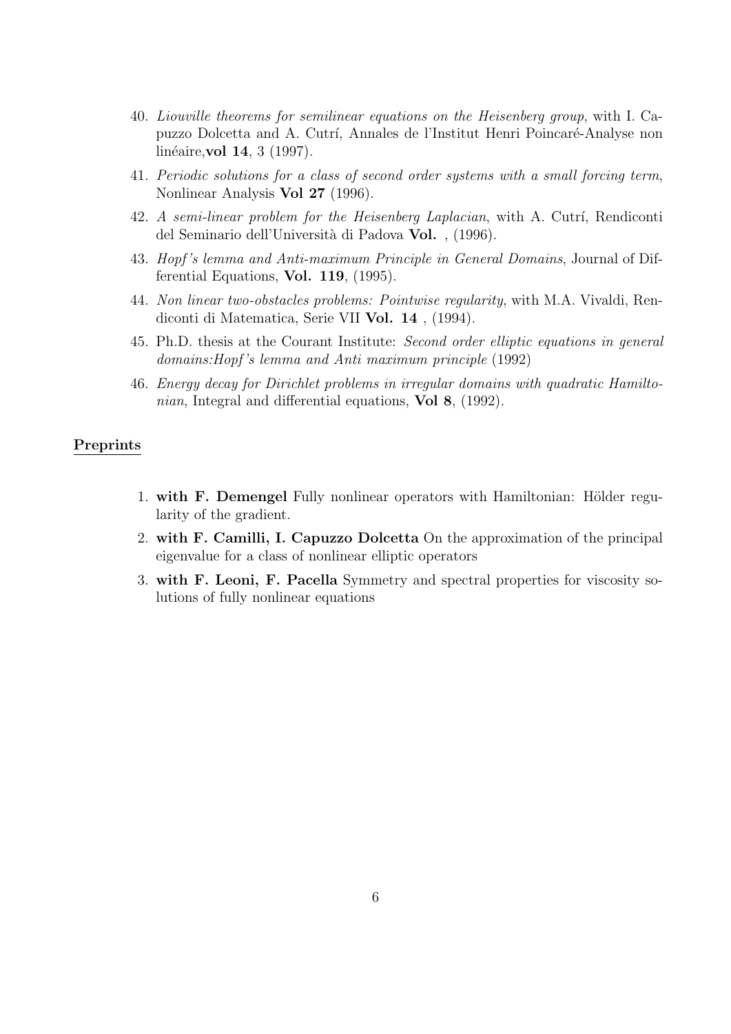40. *Liouville theorems for semilinear equations on the Heisenberg group*, with I. Capuzzo Dolcetta and A. Cutrí, Annales de l'Institut Henri Poincaré-Analyse non linéaire,**vol 14**, 3 (1997).
41. *Periodic solutions for a class of second order systems with a small forcing term*, Nonlinear Analysis **Vol 27** (1996).
42. *A semi-linear problem for the Heisenberg Laplacian*, with A. Cutrí, Rendiconti del Seminario dell'Università di Padova **Vol.** , (1996).
43. *Hopf's lemma and Anti-maximum Principle in General Domains*, Journal of Differential Equations, **Vol. 119**, (1995).
44. *Non linear two-obstacles problems: Pointwise regularity*, with M.A. Vivaldi, Rendiconti di Matematica, Serie VII **Vol. 14** , (1994).
45. Ph.D. thesis at the Courant Institute: *Second order elliptic equations in general domains:Hopf's lemma and Anti maximum principle* (1992)
46. *Energy decay for Dirichlet problems in irregular domains with quadratic Hamiltonian*, Integral and differential equations, **Vol 8**, (1992).

## Preprints

1. **with F. Demengel** Fully nonlinear operators with Hamiltonian: Hölder regularity of the gradient.
2. **with F. Camilli, I. Capuzzo Dolcetta** On the approximation of the principal eigenvalue for a class of nonlinear elliptic operators
3. **with F. Leoni, F. Pacella** Symmetry and spectral properties for viscosity solutions of fully nonlinear equations